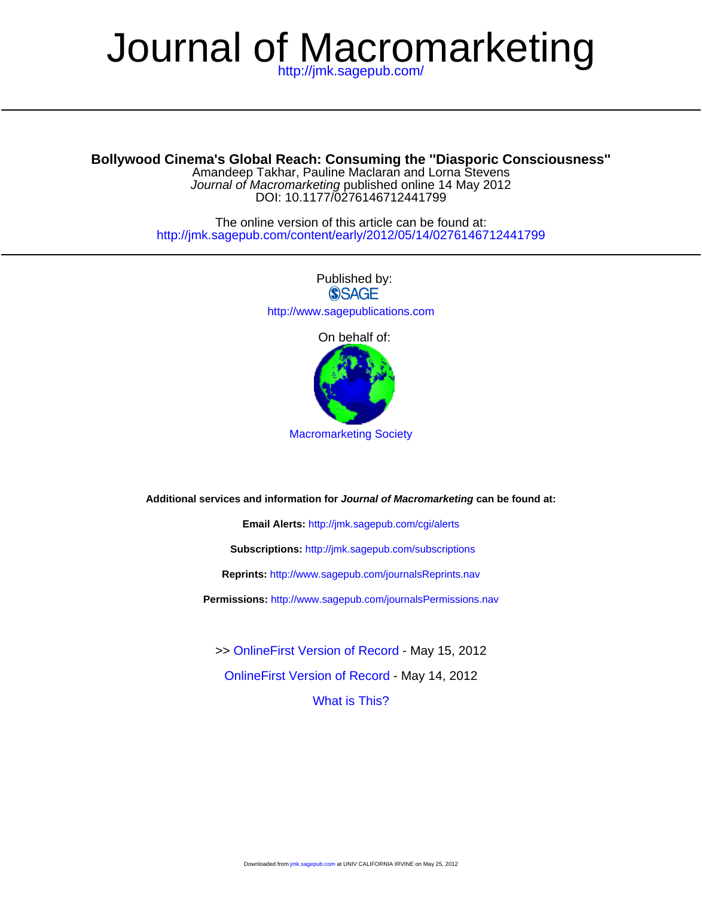# Journal of Macromarketing

http://jmk.sagepub.com/

---

**Bollywood Cinema's Global Reach: Consuming the "Diasporic Consciousness"**

Amandeep Takhar, Pauline Maclaran and Lorna Stevens

*Journal of Macromarketing* published online 14 May 2012

DOI: 10.1177/0276146712441799

The online version of this article can be found at:

http://jmk.sagepub.com/content/early/2012/05/14/0276146712441799

---

Published by:

SAGE

http://www.sagepublications.com

On behalf of:

Macromarketing Society

**Additional services and information for *Journal of Macromarketing* can be found at:**

**Email Alerts:** http://jmk.sagepub.com/cgi/alerts

**Subscriptions:** http://jmk.sagepub.com/subscriptions

**Reprints:** http://www.sagepub.com/journalsReprints.nav

**Permissions:** http://www.sagepub.com/journalsPermissions.nav

>> OnlineFirst Version of Record - May 15, 2012

OnlineFirst Version of Record - May 14, 2012

What is This?

Downloaded from jmk.sagepub.com at UNIV CALIFORNIA IRVINE on May 25, 2012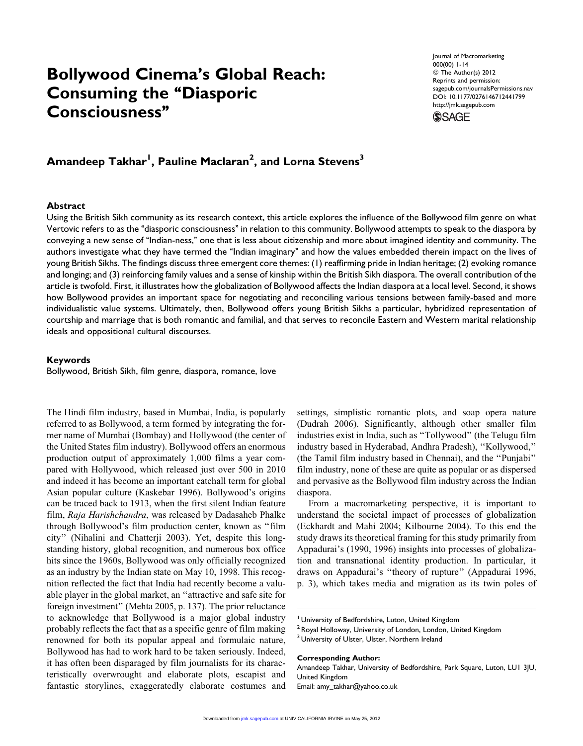# Bollywood Cinema's Global Reach: Consuming the "Diasporic Consciousness"

**Amandeep Takhar[1], Pauline Maclaran[2], and Lorna Stevens[3]**

Journal of Macromarketing
000(00) 1-14
© The Author(s) 2012
Reprints and permission:
sagepub.com/journalsPermissions.nav
DOI: 10.1177/0276146712441799
http://jmk.sagepub.com

## Abstract

Using the British Sikh community as its research context, this article explores the influence of the Bollywood film genre on what Vertovic refers to as the "diasporic consciousness" in relation to this community. Bollywood attempts to speak to the diaspora by conveying a new sense of "Indian-ness," one that is less about citizenship and more about imagined identity and community. The authors investigate what they have termed the "Indian imaginary" and how the values embedded therein impact on the lives of young British Sikhs. The findings discuss three emergent core themes: (1) reaffirming pride in Indian heritage; (2) evoking romance and longing; and (3) reinforcing family values and a sense of kinship within the British Sikh diaspora. The overall contribution of the article is twofold. First, it illustrates how the globalization of Bollywood affects the Indian diaspora at a local level. Second, it shows how Bollywood provides an important space for negotiating and reconciling various tensions between family-based and more individualistic value systems. Ultimately, then, Bollywood offers young British Sikhs a particular, hybridized representation of courtship and marriage that is both romantic and familial, and that serves to reconcile Eastern and Western marital relationship ideals and oppositional cultural discourses.

## Keywords

Bollywood, British Sikh, film genre, diaspora, romance, love

The Hindi film industry, based in Mumbai, India, is popularly referred to as Bollywood, a term formed by integrating the former name of Mumbai (Bombay) and Hollywood (the center of the United States film industry). Bollywood offers an enormous production output of approximately 1,000 films a year compared with Hollywood, which released just over 500 in 2010 and indeed it has become an important catchall term for global Asian popular culture (Kaskebar 1996). Bollywood's origins can be traced back to 1913, when the first silent Indian feature film, *Raja Harishchandra*, was released by Dadasaheb Phalke through Bollywood's film production center, known as "film city" (Nihalini and Chatterji 2003). Yet, despite this longstanding history, global recognition, and numerous box office hits since the 1960s, Bollywood was only officially recognized as an industry by the Indian state on May 10, 1998. This recognition reflected the fact that India had recently become a valuable player in the global market, an "attractive and safe site for foreign investment" (Mehta 2005, p. 137). The prior reluctance to acknowledge that Bollywood is a major global industry probably reflects the fact that as a specific genre of film making renowned for both its popular appeal and formulaic nature, Bollywood has had to work hard to be taken seriously. Indeed, it has often been disparaged by film journalists for its characteristically overwrought and elaborate plots, escapist and fantastic storylines, exaggeratedly elaborate costumes and settings, simplistic romantic plots, and soap opera nature (Dudrah 2006). Significantly, although other smaller film industries exist in India, such as "Tollywood" (the Telugu film industry based in Hyderabad, Andhra Pradesh), "Kollywood," (the Tamil film industry based in Chennai), and the "Punjabi" film industry, none of these are quite as popular or as dispersed and pervasive as the Bollywood film industry across the Indian diaspora.

From a macromarketing perspective, it is important to understand the societal impact of processes of globalization (Eckhardt and Mahi 2004; Kilbourne 2004). To this end the study draws its theoretical framing for this study primarily from Appadurai's (1990, 1996) insights into processes of globalization and transnational identity production. In particular, it draws on Appadurai's "theory of rupture" (Appadurai 1996, p. 3), which takes media and migration as its twin poles of

[1] University of Bedfordshire, Luton, United Kingdom
[2] Royal Holloway, University of London, London, United Kingdom
[3] University of Ulster, Ulster, Northern Ireland

**Corresponding Author:**
Amandeep Takhar, University of Bedfordshire, Park Square, Luton, LU1 3JU, United Kingdom
Email: amy_takhar@yahoo.co.uk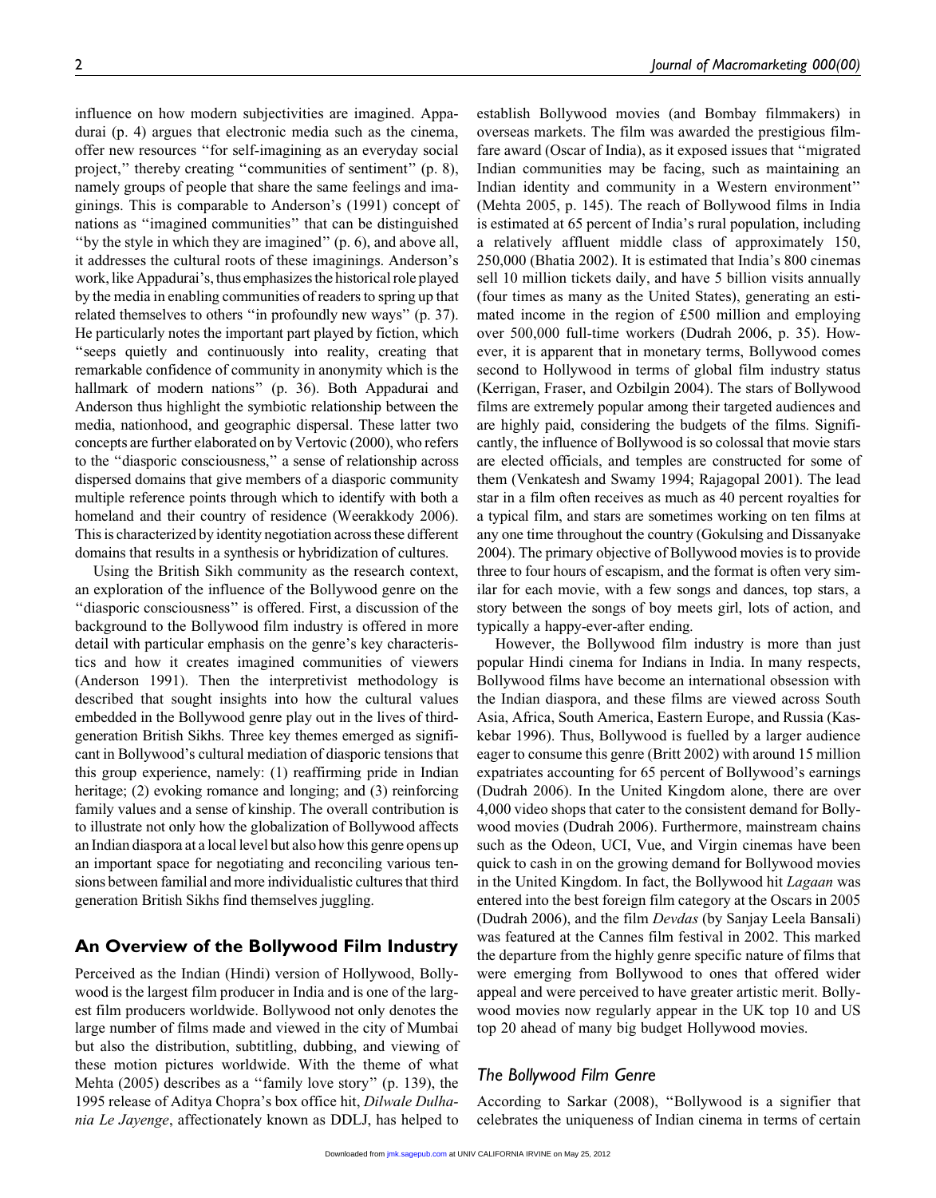influence on how modern subjectivities are imagined. Appadurai (p. 4) argues that electronic media such as the cinema, offer new resources ''for self-imagining as an everyday social project,'' thereby creating ''communities of sentiment'' (p. 8), namely groups of people that share the same feelings and imaginings. This is comparable to Anderson's (1991) concept of nations as ''imagined communities'' that can be distinguished ''by the style in which they are imagined'' (p. 6), and above all, it addresses the cultural roots of these imaginings. Anderson's work, like Appadurai's, thus emphasizes the historical role played by the media in enabling communities of readers to spring up that related themselves to others ''in profoundly new ways'' (p. 37). He particularly notes the important part played by fiction, which ''seeps quietly and continuously into reality, creating that remarkable confidence of community in anonymity which is the hallmark of modern nations'' (p. 36). Both Appadurai and Anderson thus highlight the symbiotic relationship between the media, nationhood, and geographic dispersal. These latter two concepts are further elaborated on by Vertovic (2000), who refers to the ''diasporic consciousness,'' a sense of relationship across dispersed domains that give members of a diasporic community multiple reference points through which to identify with both a homeland and their country of residence (Weerakkody 2006). This is characterized by identity negotiation across these different domains that results in a synthesis or hybridization of cultures.

Using the British Sikh community as the research context, an exploration of the influence of the Bollywood genre on the ''diasporic consciousness'' is offered. First, a discussion of the background to the Bollywood film industry is offered in more detail with particular emphasis on the genre's key characteristics and how it creates imagined communities of viewers (Anderson 1991). Then the interpretivist methodology is described that sought insights into how the cultural values embedded in the Bollywood genre play out in the lives of third-generation British Sikhs. Three key themes emerged as significant in Bollywood's cultural mediation of diasporic tensions that this group experience, namely: (1) reaffirming pride in Indian heritage; (2) evoking romance and longing; and (3) reinforcing family values and a sense of kinship. The overall contribution is to illustrate not only how the globalization of Bollywood affects an Indian diaspora at a local level but also how this genre opens up an important space for negotiating and reconciling various tensions between familial and more individualistic cultures that third generation British Sikhs find themselves juggling.

## An Overview of the Bollywood Film Industry

Perceived as the Indian (Hindi) version of Hollywood, Bollywood is the largest film producer in India and is one of the largest film producers worldwide. Bollywood not only denotes the large number of films made and viewed in the city of Mumbai but also the distribution, subtitling, dubbing, and viewing of these motion pictures worldwide. With the theme of what Mehta (2005) describes as a ''family love story'' (p. 139), the 1995 release of Aditya Chopra's box office hit, *Dilwale Dulhania Le Jayenge*, affectionately known as DDLJ, has helped to establish Bollywood movies (and Bombay filmmakers) in overseas markets. The film was awarded the prestigious filmfare award (Oscar of India), as it exposed issues that ''migrated Indian communities may be facing, such as maintaining an Indian identity and community in a Western environment'' (Mehta 2005, p. 145). The reach of Bollywood films in India is estimated at 65 percent of India's rural population, including a relatively affluent middle class of approximately 150, 250,000 (Bhatia 2002). It is estimated that India's 800 cinemas sell 10 million tickets daily, and have 5 billion visits annually (four times as many as the United States), generating an estimated income in the region of £500 million and employing over 500,000 full-time workers (Dudrah 2006, p. 35). However, it is apparent that in monetary terms, Bollywood comes second to Hollywood in terms of global film industry status (Kerrigan, Fraser, and Ozbilgin 2004). The stars of Bollywood films are extremely popular among their targeted audiences and are highly paid, considering the budgets of the films. Significantly, the influence of Bollywood is so colossal that movie stars are elected officials, and temples are constructed for some of them (Venkatesh and Swamy 1994; Rajagopal 2001). The lead star in a film often receives as much as 40 percent royalties for a typical film, and stars are sometimes working on ten films at any one time throughout the country (Gokulsing and Dissanyake 2004). The primary objective of Bollywood movies is to provide three to four hours of escapism, and the format is often very similar for each movie, with a few songs and dances, top stars, a story between the songs of boy meets girl, lots of action, and typically a happy-ever-after ending.

However, the Bollywood film industry is more than just popular Hindi cinema for Indians in India. In many respects, Bollywood films have become an international obsession with the Indian diaspora, and these films are viewed across South Asia, Africa, South America, Eastern Europe, and Russia (Kaskebar 1996). Thus, Bollywood is fuelled by a larger audience eager to consume this genre (Britt 2002) with around 15 million expatriates accounting for 65 percent of Bollywood's earnings (Dudrah 2006). In the United Kingdom alone, there are over 4,000 video shops that cater to the consistent demand for Bollywood movies (Dudrah 2006). Furthermore, mainstream chains such as the Odeon, UCI, Vue, and Virgin cinemas have been quick to cash in on the growing demand for Bollywood movies in the United Kingdom. In fact, the Bollywood hit *Lagaan* was entered into the best foreign film category at the Oscars in 2005 (Dudrah 2006), and the film *Devdas* (by Sanjay Leela Bansali) was featured at the Cannes film festival in 2002. This marked the departure from the highly genre specific nature of films that were emerging from Bollywood to ones that offered wider appeal and were perceived to have greater artistic merit. Bollywood movies now regularly appear in the UK top 10 and US top 20 ahead of many big budget Hollywood movies.

### The Bollywood Film Genre

According to Sarkar (2008), ''Bollywood is a signifier that celebrates the uniqueness of Indian cinema in terms of certain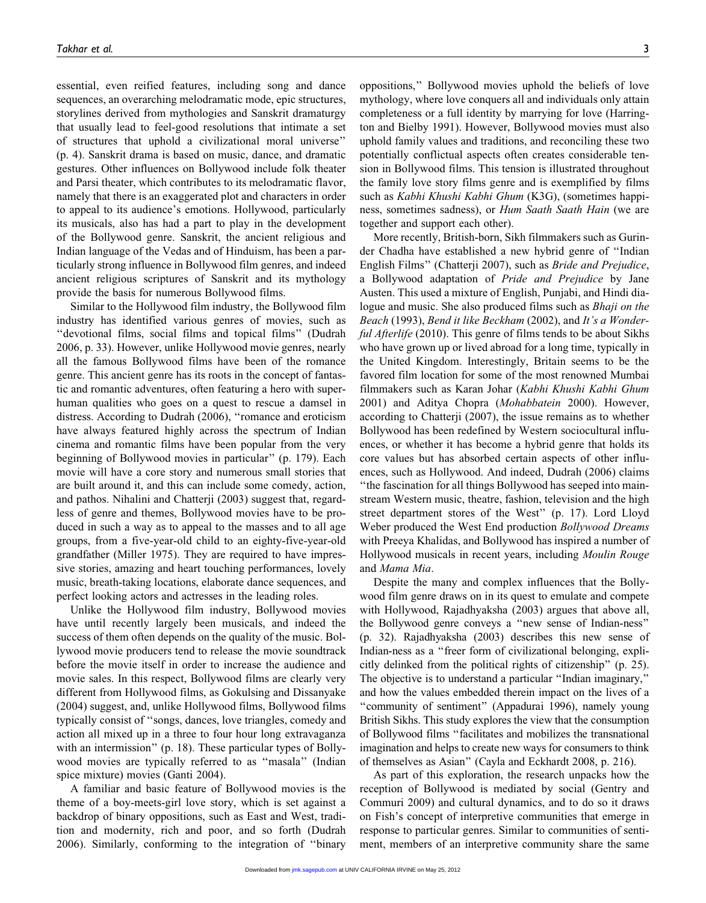essential, even reified features, including song and dance sequences, an overarching melodramatic mode, epic structures, storylines derived from mythologies and Sanskrit dramaturgy that usually lead to feel-good resolutions that intimate a set of structures that uphold a civilizational moral universe'' (p. 4). Sanskrit drama is based on music, dance, and dramatic gestures. Other influences on Bollywood include folk theater and Parsi theater, which contributes to its melodramatic flavor, namely that there is an exaggerated plot and characters in order to appeal to its audience's emotions. Hollywood, particularly its musicals, also has had a part to play in the development of the Bollywood genre. Sanskrit, the ancient religious and Indian language of the Vedas and of Hinduism, has been a particularly strong influence in Bollywood film genres, and indeed ancient religious scriptures of Sanskrit and its mythology provide the basis for numerous Bollywood films.

Similar to the Hollywood film industry, the Bollywood film industry has identified various genres of movies, such as ''devotional films, social films and topical films'' (Dudrah 2006, p. 33). However, unlike Hollywood movie genres, nearly all the famous Bollywood films have been of the romance genre. This ancient genre has its roots in the concept of fantastic and romantic adventures, often featuring a hero with superhuman qualities who goes on a quest to rescue a damsel in distress. According to Dudrah (2006), ''romance and eroticism have always featured highly across the spectrum of Indian cinema and romantic films have been popular from the very beginning of Bollywood movies in particular'' (p. 179). Each movie will have a core story and numerous small stories that are built around it, and this can include some comedy, action, and pathos. Nihalini and Chatterji (2003) suggest that, regardless of genre and themes, Bollywood movies have to be produced in such a way as to appeal to the masses and to all age groups, from a five-year-old child to an eighty-five-year-old grandfather (Miller 1975). They are required to have impressive stories, amazing and heart touching performances, lovely music, breath-taking locations, elaborate dance sequences, and perfect looking actors and actresses in the leading roles.

Unlike the Hollywood film industry, Bollywood movies have until recently largely been musicals, and indeed the success of them often depends on the quality of the music. Bollywood movie producers tend to release the movie soundtrack before the movie itself in order to increase the audience and movie sales. In this respect, Bollywood films are clearly very different from Hollywood films, as Gokulsing and Dissanyake (2004) suggest, and, unlike Hollywood films, Bollywood films typically consist of ''songs, dances, love triangles, comedy and action all mixed up in a three to four hour long extravaganza with an intermission'' (p. 18). These particular types of Bollywood movies are typically referred to as ''masala'' (Indian spice mixture) movies (Ganti 2004).

A familiar and basic feature of Bollywood movies is the theme of a boy-meets-girl love story, which is set against a backdrop of binary oppositions, such as East and West, tradition and modernity, rich and poor, and so forth (Dudrah 2006). Similarly, conforming to the integration of ''binary oppositions,'' Bollywood movies uphold the beliefs of love mythology, where love conquers all and individuals only attain completeness or a full identity by marrying for love (Harrington and Bielby 1991). However, Bollywood movies must also uphold family values and traditions, and reconciling these two potentially conflictual aspects often creates considerable tension in Bollywood films. This tension is illustrated throughout the family love story films genre and is exemplified by films such as *Kabhi Khushi Kabhi Ghum* (K3G), (sometimes happiness, sometimes sadness), or *Hum Saath Saath Hain* (we are together and support each other).

More recently, British-born, Sikh filmmakers such as Gurinder Chadha have established a new hybrid genre of ''Indian English Films'' (Chatterji 2007), such as *Bride and Prejudice*, a Bollywood adaptation of *Pride and Prejudice* by Jane Austen. This used a mixture of English, Punjabi, and Hindi dialogue and music. She also produced films such as *Bhaji on the Beach* (1993), *Bend it like Beckham* (2002), and *It's a Wonderful Afterlife* (2010). This genre of films tends to be about Sikhs who have grown up or lived abroad for a long time, typically in the United Kingdom. Interestingly, Britain seems to be the favored film location for some of the most renowned Mumbai filmmakers such as Karan Johar (*Kabhi Khushi Kabhi Ghum* 2001) and Aditya Chopra (*Mohabbatein* 2000). However, according to Chatterji (2007), the issue remains as to whether Bollywood has been redefined by Western sociocultural influences, or whether it has become a hybrid genre that holds its core values but has absorbed certain aspects of other influences, such as Hollywood. And indeed, Dudrah (2006) claims ''the fascination for all things Bollywood has seeped into mainstream Western music, theatre, fashion, television and the high street department stores of the West'' (p. 17). Lord Lloyd Weber produced the West End production *Bollywood Dreams* with Preeya Khalidas, and Bollywood has inspired a number of Hollywood musicals in recent years, including *Moulin Rouge* and *Mama Mia*.

Despite the many and complex influences that the Bollywood film genre draws on in its quest to emulate and compete with Hollywood, Rajadhyaksha (2003) argues that above all, the Bollywood genre conveys a ''new sense of Indian-ness'' (p. 32). Rajadhyaksha (2003) describes this new sense of Indian-ness as a ''freer form of civilizational belonging, explicitly delinked from the political rights of citizenship'' (p. 25). The objective is to understand a particular ''Indian imaginary,'' and how the values embedded therein impact on the lives of a ''community of sentiment'' (Appadurai 1996), namely young British Sikhs. This study explores the view that the consumption of Bollywood films ''facilitates and mobilizes the transnational imagination and helps to create new ways for consumers to think of themselves as Asian'' (Cayla and Eckhardt 2008, p. 216).

As part of this exploration, the research unpacks how the reception of Bollywood is mediated by social (Gentry and Commuri 2009) and cultural dynamics, and to do so it draws on Fish's concept of interpretive communities that emerge in response to particular genres. Similar to communities of sentiment, members of an interpretive community share the same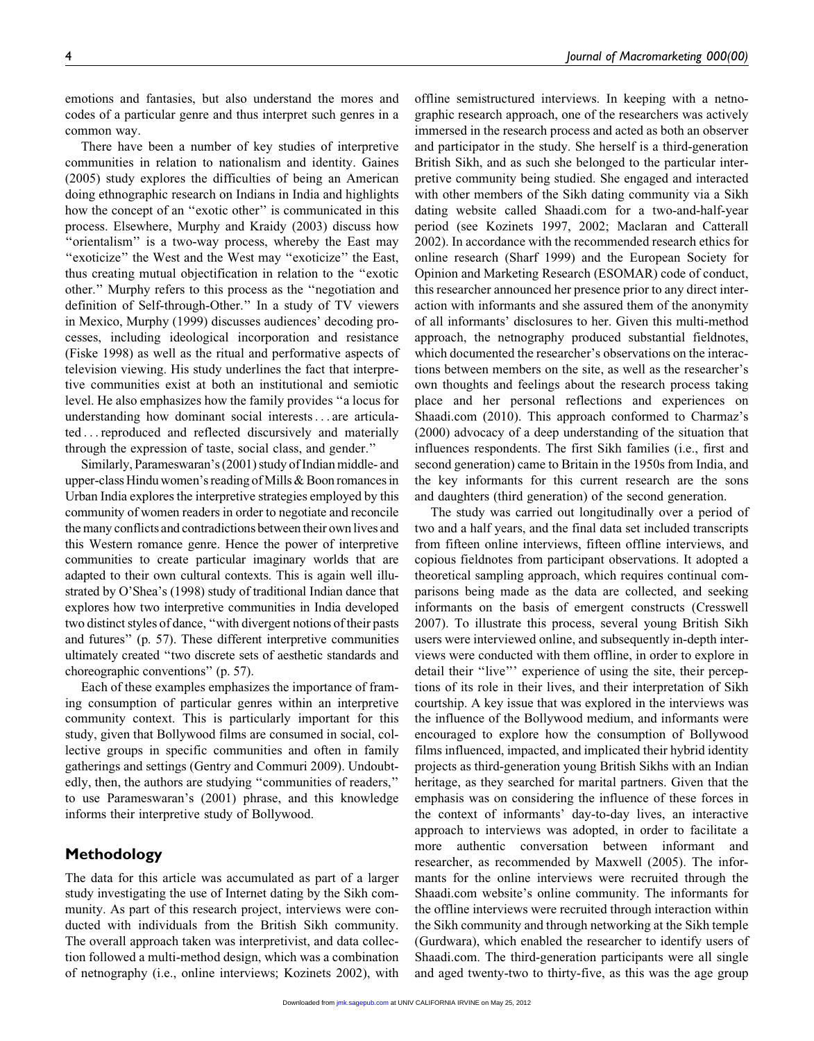emotions and fantasies, but also understand the mores and codes of a particular genre and thus interpret such genres in a common way.

There have been a number of key studies of interpretive communities in relation to nationalism and identity. Gaines (2005) study explores the difficulties of being an American doing ethnographic research on Indians in India and highlights how the concept of an ''exotic other'' is communicated in this process. Elsewhere, Murphy and Kraidy (2003) discuss how ''orientalism'' is a two-way process, whereby the East may ''exoticize'' the West and the West may ''exoticize'' the East, thus creating mutual objectification in relation to the ''exotic other.'' Murphy refers to this process as the ''negotiation and definition of Self-through-Other.'' In a study of TV viewers in Mexico, Murphy (1999) discusses audiences' decoding processes, including ideological incorporation and resistance (Fiske 1998) as well as the ritual and performative aspects of television viewing. His study underlines the fact that interpretive communities exist at both an institutional and semiotic level. He also emphasizes how the family provides ''a locus for understanding how dominant social interests . . . are articulated . . . reproduced and reflected discursively and materially through the expression of taste, social class, and gender.''

Similarly, Parameswaran's (2001) study of Indian middle- and upper-class Hindu women's reading of Mills & Boon romances in Urban India explores the interpretive strategies employed by this community of women readers in order to negotiate and reconcile the many conflicts and contradictions between their own lives and this Western romance genre. Hence the power of interpretive communities to create particular imaginary worlds that are adapted to their own cultural contexts. This is again well illustrated by O'Shea's (1998) study of traditional Indian dance that explores how two interpretive communities in India developed two distinct styles of dance, ''with divergent notions of their pasts and futures'' (p. 57). These different interpretive communities ultimately created ''two discrete sets of aesthetic standards and choreographic conventions'' (p. 57).

Each of these examples emphasizes the importance of framing consumption of particular genres within an interpretive community context. This is particularly important for this study, given that Bollywood films are consumed in social, collective groups in specific communities and often in family gatherings and settings (Gentry and Commuri 2009). Undoubtedly, then, the authors are studying ''communities of readers,'' to use Parameswaran's (2001) phrase, and this knowledge informs their interpretive study of Bollywood.

## Methodology

The data for this article was accumulated as part of a larger study investigating the use of Internet dating by the Sikh community. As part of this research project, interviews were conducted with individuals from the British Sikh community. The overall approach taken was interpretivist, and data collection followed a multi-method design, which was a combination of netnography (i.e., online interviews; Kozinets 2002), with offline semistructured interviews. In keeping with a netnographic research approach, one of the researchers was actively immersed in the research process and acted as both an observer and participator in the study. She herself is a third-generation British Sikh, and as such she belonged to the particular interpretive community being studied. She engaged and interacted with other members of the Sikh dating community via a Sikh dating website called Shaadi.com for a two-and-half-year period (see Kozinets 1997, 2002; Maclaran and Catterall 2002). In accordance with the recommended research ethics for online research (Sharf 1999) and the European Society for Opinion and Marketing Research (ESOMAR) code of conduct, this researcher announced her presence prior to any direct interaction with informants and she assured them of the anonymity of all informants' disclosures to her. Given this multi-method approach, the netnography produced substantial fieldnotes, which documented the researcher's observations on the interactions between members on the site, as well as the researcher's own thoughts and feelings about the research process taking place and her personal reflections and experiences on Shaadi.com (2010). This approach conformed to Charmaz's (2000) advocacy of a deep understanding of the situation that influences respondents. The first Sikh families (i.e., first and second generation) came to Britain in the 1950s from India, and the key informants for this current research are the sons and daughters (third generation) of the second generation.

The study was carried out longitudinally over a period of two and a half years, and the final data set included transcripts from fifteen online interviews, fifteen offline interviews, and copious fieldnotes from participant observations. It adopted a theoretical sampling approach, which requires continual comparisons being made as the data are collected, and seeking informants on the basis of emergent constructs (Cresswell 2007). To illustrate this process, several young British Sikh users were interviewed online, and subsequently in-depth interviews were conducted with them offline, in order to explore in detail their ''live''' experience of using the site, their perceptions of its role in their lives, and their interpretation of Sikh courtship. A key issue that was explored in the interviews was the influence of the Bollywood medium, and informants were encouraged to explore how the consumption of Bollywood films influenced, impacted, and implicated their hybrid identity projects as third-generation young British Sikhs with an Indian heritage, as they searched for marital partners. Given that the emphasis was on considering the influence of these forces in the context of informants' day-to-day lives, an interactive approach to interviews was adopted, in order to facilitate a more authentic conversation between informant and researcher, as recommended by Maxwell (2005). The informants for the online interviews were recruited through the Shaadi.com website's online community. The informants for the offline interviews were recruited through interaction within the Sikh community and through networking at the Sikh temple (Gurdwara), which enabled the researcher to identify users of Shaadi.com. The third-generation participants were all single and aged twenty-two to thirty-five, as this was the age group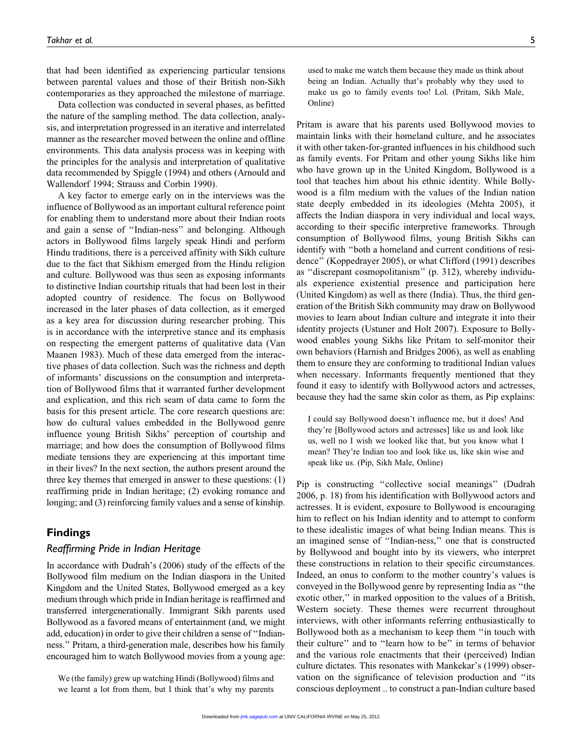that had been identified as experiencing particular tensions between parental values and those of their British non-Sikh contemporaries as they approached the milestone of marriage.

Data collection was conducted in several phases, as befitted the nature of the sampling method. The data collection, analysis, and interpretation progressed in an iterative and interrelated manner as the researcher moved between the online and offline environments. This data analysis process was in keeping with the principles for the analysis and interpretation of qualitative data recommended by Spiggle (1994) and others (Arnould and Wallendorf 1994; Strauss and Corbin 1990).

A key factor to emerge early on in the interviews was the influence of Bollywood as an important cultural reference point for enabling them to understand more about their Indian roots and gain a sense of ''Indian-ness'' and belonging. Although actors in Bollywood films largely speak Hindi and perform Hindu traditions, there is a perceived affinity with Sikh culture due to the fact that Sikhism emerged from the Hindu religion and culture. Bollywood was thus seen as exposing informants to distinctive Indian courtship rituals that had been lost in their adopted country of residence. The focus on Bollywood increased in the later phases of data collection, as it emerged as a key area for discussion during researcher probing. This is in accordance with the interpretive stance and its emphasis on respecting the emergent patterns of qualitative data (Van Maanen 1983). Much of these data emerged from the interactive phases of data collection. Such was the richness and depth of informants' discussions on the consumption and interpretation of Bollywood films that it warranted further development and explication, and this rich seam of data came to form the basis for this present article. The core research questions are: how do cultural values embedded in the Bollywood genre influence young British Sikhs' perception of courtship and marriage; and how does the consumption of Bollywood films mediate tensions they are experiencing at this important time in their lives? In the next section, the authors present around the three key themes that emerged in answer to these questions: (1) reaffirming pride in Indian heritage; (2) evoking romance and longing; and (3) reinforcing family values and a sense of kinship.

## Findings

### *Reaffirming Pride in Indian Heritage*

In accordance with Dudrah's (2006) study of the effects of the Bollywood film medium on the Indian diaspora in the United Kingdom and the United States, Bollywood emerged as a key medium through which pride in Indian heritage is reaffirmed and transferred intergenerationally. Immigrant Sikh parents used Bollywood as a favored means of entertainment (and, we might add, education) in order to give their children a sense of ''Indian-ness.'' Pritam, a third-generation male, describes how his family encouraged him to watch Bollywood movies from a young age:

> We (the family) grew up watching Hindi (Bollywood) films and we learnt a lot from them, but I think that's why my parents used to make me watch them because they made us think about being an Indian. Actually that's probably why they used to make us go to family events too! Lol. (Pritam, Sikh Male, Online)

Pritam is aware that his parents used Bollywood movies to maintain links with their homeland culture, and he associates it with other taken-for-granted influences in his childhood such as family events. For Pritam and other young Sikhs like him who have grown up in the United Kingdom, Bollywood is a tool that teaches him about his ethnic identity. While Bollywood is a film medium with the values of the Indian nation state deeply embedded in its ideologies (Mehta 2005), it affects the Indian diaspora in very individual and local ways, according to their specific interpretive frameworks. Through consumption of Bollywood films, young British Sikhs can identify with ''both a homeland and current conditions of residence'' (Koppedrayer 2005), or what Clifford (1991) describes as ''discrepant cosmopolitanism'' (p. 312), whereby individuals experience existential presence and participation here (United Kingdom) as well as there (India). Thus, the third generation of the British Sikh community may draw on Bollywood movies to learn about Indian culture and integrate it into their identity projects (Ustuner and Holt 2007). Exposure to Bollywood enables young Sikhs like Pritam to self-monitor their own behaviors (Harnish and Bridges 2006), as well as enabling them to ensure they are conforming to traditional Indian values when necessary. Informants frequently mentioned that they found it easy to identify with Bollywood actors and actresses, because they had the same skin color as them, as Pip explains:

> I could say Bollywood doesn't influence me, but it does! And they're [Bollywood actors and actresses] like us and look like us, well no I wish we looked like that, but you know what I mean? They're Indian too and look like us, like skin wise and speak like us. (Pip, Sikh Male, Online)

Pip is constructing ''collective social meanings'' (Dudrah 2006, p. 18) from his identification with Bollywood actors and actresses. It is evident, exposure to Bollywood is encouraging him to reflect on his Indian identity and to attempt to conform to these idealistic images of what being Indian means. This is an imagined sense of ''Indian-ness,'' one that is constructed by Bollywood and bought into by its viewers, who interpret these constructions in relation to their specific circumstances. Indeed, an onus to conform to the mother country's values is conveyed in the Bollywood genre by representing India as ''the exotic other,'' in marked opposition to the values of a British, Western society. These themes were recurrent throughout interviews, with other informants referring enthusiastically to Bollywood both as a mechanism to keep them ''in touch with their culture'' and to ''learn how to be'' in terms of behavior and the various role enactments that their (perceived) Indian culture dictates. This resonates with Mankekar's (1999) observation on the significance of television production and ''its conscious deployment .. to construct a pan-Indian culture based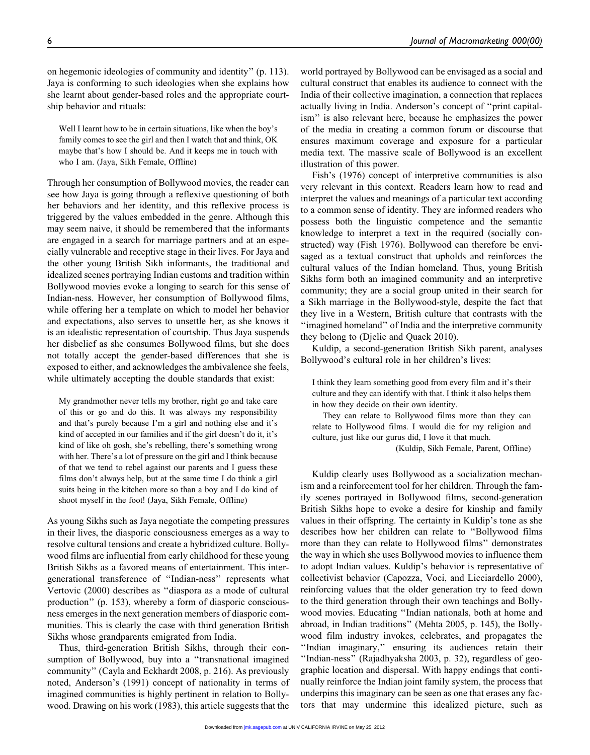on hegemonic ideologies of community and identity'' (p. 113). Jaya is conforming to such ideologies when she explains how she learnt about gender-based roles and the appropriate courtship behavior and rituals:

> Well I learnt how to be in certain situations, like when the boy's family comes to see the girl and then I watch that and think, OK maybe that's how I should be. And it keeps me in touch with who I am. (Jaya, Sikh Female, Offline)

Through her consumption of Bollywood movies, the reader can see how Jaya is going through a reflexive questioning of both her behaviors and her identity, and this reflexive process is triggered by the values embedded in the genre. Although this may seem naive, it should be remembered that the informants are engaged in a search for marriage partners and at an especially vulnerable and receptive stage in their lives. For Jaya and the other young British Sikh informants, the traditional and idealized scenes portraying Indian customs and tradition within Bollywood movies evoke a longing to search for this sense of Indian-ness. However, her consumption of Bollywood films, while offering her a template on which to model her behavior and expectations, also serves to unsettle her, as she knows it is an idealistic representation of courtship. Thus Jaya suspends her disbelief as she consumes Bollywood films, but she does not totally accept the gender-based differences that she is exposed to either, and acknowledges the ambivalence she feels, while ultimately accepting the double standards that exist:

> My grandmother never tells my brother, right go and take care of this or go and do this. It was always my responsibility and that's purely because I'm a girl and nothing else and it's kind of accepted in our families and if the girl doesn't do it, it's kind of like oh gosh, she's rebelling, there's something wrong with her. There's a lot of pressure on the girl and I think because of that we tend to rebel against our parents and I guess these films don't always help, but at the same time I do think a girl suits being in the kitchen more so than a boy and I do kind of shoot myself in the foot! (Jaya, Sikh Female, Offline)

As young Sikhs such as Jaya negotiate the competing pressures in their lives, the diasporic consciousness emerges as a way to resolve cultural tensions and create a hybridized culture. Bollywood films are influential from early childhood for these young British Sikhs as a favored means of entertainment. This intergenerational transference of ''Indian-ness'' represents what Vertovic (2000) describes as ''diaspora as a mode of cultural production'' (p. 153), whereby a form of diasporic consciousness emerges in the next generation members of diasporic communities. This is clearly the case with third generation British Sikhs whose grandparents emigrated from India.

Thus, third-generation British Sikhs, through their consumption of Bollywood, buy into a ''transnational imagined community'' (Cayla and Eckhardt 2008, p. 216). As previously noted, Anderson's (1991) concept of nationality in terms of imagined communities is highly pertinent in relation to Bollywood. Drawing on his work (1983), this article suggests that the world portrayed by Bollywood can be envisaged as a social and cultural construct that enables its audience to connect with the India of their collective imagination, a connection that replaces actually living in India. Anderson's concept of ''print capitalism'' is also relevant here, because he emphasizes the power of the media in creating a common forum or discourse that ensures maximum coverage and exposure for a particular media text. The massive scale of Bollywood is an excellent illustration of this power.

Fish's (1976) concept of interpretive communities is also very relevant in this context. Readers learn how to read and interpret the values and meanings of a particular text according to a common sense of identity. They are informed readers who possess both the linguistic competence and the semantic knowledge to interpret a text in the required (socially constructed) way (Fish 1976). Bollywood can therefore be envisaged as a textual construct that upholds and reinforces the cultural values of the Indian homeland. Thus, young British Sikhs form both an imagined community and an interpretive community; they are a social group united in their search for a Sikh marriage in the Bollywood-style, despite the fact that they live in a Western, British culture that contrasts with the ''imagined homeland'' of India and the interpretive community they belong to (Djelic and Quack 2010).

Kuldip, a second-generation British Sikh parent, analyses Bollywood's cultural role in her children's lives:

> I think they learn something good from every film and it's their culture and they can identify with that. I think it also helps them in how they decide on their own identity.
>
> They can relate to Bollywood films more than they can relate to Hollywood films. I would die for my religion and culture, just like our gurus did, I love it that much.
>
> (Kuldip, Sikh Female, Parent, Offline)

Kuldip clearly uses Bollywood as a socialization mechanism and a reinforcement tool for her children. Through the family scenes portrayed in Bollywood films, second-generation British Sikhs hope to evoke a desire for kinship and family values in their offspring. The certainty in Kuldip's tone as she describes how her children can relate to ''Bollywood films more than they can relate to Hollywood films'' demonstrates the way in which she uses Bollywood movies to influence them to adopt Indian values. Kuldip's behavior is representative of collectivist behavior (Capozza, Voci, and Licciardello 2000), reinforcing values that the older generation try to feed down to the third generation through their own teachings and Bollywood movies. Educating ''Indian nationals, both at home and abroad, in Indian traditions'' (Mehta 2005, p. 145), the Bollywood film industry invokes, celebrates, and propagates the ''Indian imaginary,'' ensuring its audiences retain their ''Indian-ness'' (Rajadhyaksha 2003, p. 32), regardless of geographic location and dispersal. With happy endings that continually reinforce the Indian joint family system, the process that underpins this imaginary can be seen as one that erases any factors that may undermine this idealized picture, such as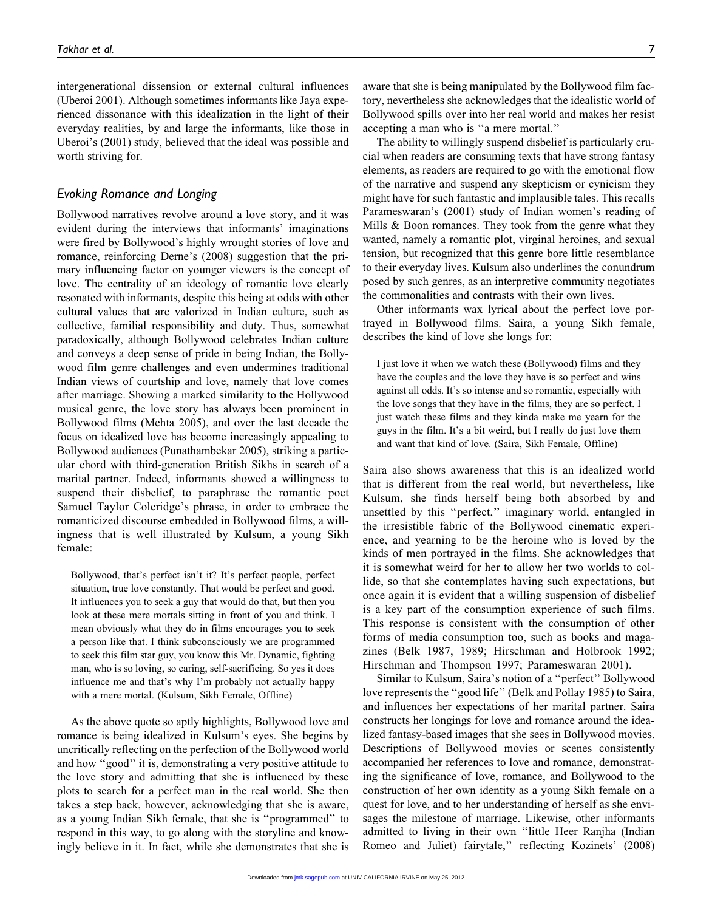intergenerational dissension or external cultural influences (Uberoi 2001). Although sometimes informants like Jaya experienced dissonance with this idealization in the light of their everyday realities, by and large the informants, like those in Uberoi's (2001) study, believed that the ideal was possible and worth striving for.

### *Evoking Romance and Longing*

Bollywood narratives revolve around a love story, and it was evident during the interviews that informants' imaginations were fired by Bollywood's highly wrought stories of love and romance, reinforcing Derne's (2008) suggestion that the primary influencing factor on younger viewers is the concept of love. The centrality of an ideology of romantic love clearly resonated with informants, despite this being at odds with other cultural values that are valorized in Indian culture, such as collective, familial responsibility and duty. Thus, somewhat paradoxically, although Bollywood celebrates Indian culture and conveys a deep sense of pride in being Indian, the Bollywood film genre challenges and even undermines traditional Indian views of courtship and love, namely that love comes after marriage. Showing a marked similarity to the Hollywood musical genre, the love story has always been prominent in Bollywood films (Mehta 2005), and over the last decade the focus on idealized love has become increasingly appealing to Bollywood audiences (Punathambekar 2005), striking a particular chord with third-generation British Sikhs in search of a marital partner. Indeed, informants showed a willingness to suspend their disbelief, to paraphrase the romantic poet Samuel Taylor Coleridge's phrase, in order to embrace the romanticized discourse embedded in Bollywood films, a willingness that is well illustrated by Kulsum, a young Sikh female:

> Bollywood, that's perfect isn't it? It's perfect people, perfect situation, true love constantly. That would be perfect and good. It influences you to seek a guy that would do that, but then you look at these mere mortals sitting in front of you and think. I mean obviously what they do in films encourages you to seek a person like that. I think subconsciously we are programmed to seek this film star guy, you know this Mr. Dynamic, fighting man, who is so loving, so caring, self-sacrificing. So yes it does influence me and that's why I'm probably not actually happy with a mere mortal. (Kulsum, Sikh Female, Offline)

As the above quote so aptly highlights, Bollywood love and romance is being idealized in Kulsum's eyes. She begins by uncritically reflecting on the perfection of the Bollywood world and how "good" it is, demonstrating a very positive attitude to the love story and admitting that she is influenced by these plots to search for a perfect man in the real world. She then takes a step back, however, acknowledging that she is aware, as a young Indian Sikh female, that she is "programmed" to respond in this way, to go along with the storyline and knowingly believe in it. In fact, while she demonstrates that she is aware that she is being manipulated by the Bollywood film factory, nevertheless she acknowledges that the idealistic world of Bollywood spills over into her real world and makes her resist accepting a man who is "a mere mortal."

The ability to willingly suspend disbelief is particularly crucial when readers are consuming texts that have strong fantasy elements, as readers are required to go with the emotional flow of the narrative and suspend any skepticism or cynicism they might have for such fantastic and implausible tales. This recalls Parameswaran's (2001) study of Indian women's reading of Mills & Boon romances. They took from the genre what they wanted, namely a romantic plot, virginal heroines, and sexual tension, but recognized that this genre bore little resemblance to their everyday lives. Kulsum also underlines the conundrum posed by such genres, as an interpretive community negotiates the commonalities and contrasts with their own lives.

Other informants wax lyrical about the perfect love portrayed in Bollywood films. Saira, a young Sikh female, describes the kind of love she longs for:

> I just love it when we watch these (Bollywood) films and they have the couples and the love they have is so perfect and wins against all odds. It's so intense and so romantic, especially with the love songs that they have in the films, they are so perfect. I just watch these films and they kinda make me yearn for the guys in the film. It's a bit weird, but I really do just love them and want that kind of love. (Saira, Sikh Female, Offline)

Saira also shows awareness that this is an idealized world that is different from the real world, but nevertheless, like Kulsum, she finds herself being both absorbed by and unsettled by this "perfect," imaginary world, entangled in the irresistible fabric of the Bollywood cinematic experience, and yearning to be the heroine who is loved by the kinds of men portrayed in the films. She acknowledges that it is somewhat weird for her to allow her two worlds to collide, so that she contemplates having such expectations, but once again it is evident that a willing suspension of disbelief is a key part of the consumption experience of such films. This response is consistent with the consumption of other forms of media consumption too, such as books and magazines (Belk 1987, 1989; Hirschman and Holbrook 1992; Hirschman and Thompson 1997; Parameswaran 2001).

Similar to Kulsum, Saira's notion of a "perfect" Bollywood love represents the "good life" (Belk and Pollay 1985) to Saira, and influences her expectations of her marital partner. Saira constructs her longings for love and romance around the idealized fantasy-based images that she sees in Bollywood movies. Descriptions of Bollywood movies or scenes consistently accompanied her references to love and romance, demonstrating the significance of love, romance, and Bollywood to the construction of her own identity as a young Sikh female on a quest for love, and to her understanding of herself as she envisages the milestone of marriage. Likewise, other informants admitted to living in their own "little Heer Ranjha (Indian Romeo and Juliet) fairytale," reflecting Kozinets' (2008)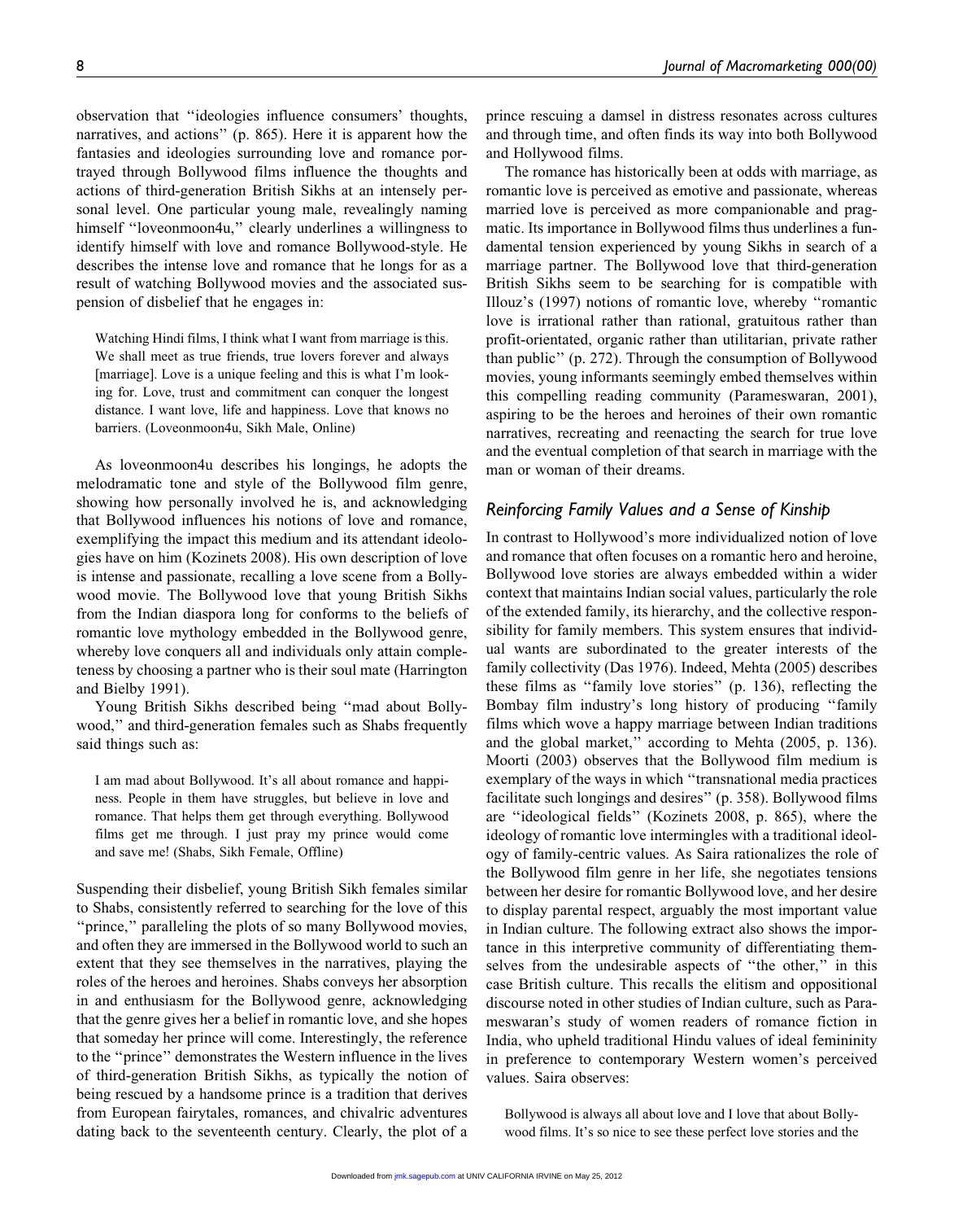observation that "ideologies influence consumers' thoughts, narratives, and actions" (p. 865). Here it is apparent how the fantasies and ideologies surrounding love and romance portrayed through Bollywood films influence the thoughts and actions of third-generation British Sikhs at an intensely personal level. One particular young male, revealingly naming himself "loveonmoon4u," clearly underlines a willingness to identify himself with love and romance Bollywood-style. He describes the intense love and romance that he longs for as a result of watching Bollywood movies and the associated suspension of disbelief that he engages in:

> Watching Hindi films, I think what I want from marriage is this. We shall meet as true friends, true lovers forever and always [marriage]. Love is a unique feeling and this is what I'm looking for. Love, trust and commitment can conquer the longest distance. I want love, life and happiness. Love that knows no barriers. (Loveonmoon4u, Sikh Male, Online)

As loveonmoon4u describes his longings, he adopts the melodramatic tone and style of the Bollywood film genre, showing how personally involved he is, and acknowledging that Bollywood influences his notions of love and romance, exemplifying the impact this medium and its attendant ideologies have on him (Kozinets 2008). His own description of love is intense and passionate, recalling a love scene from a Bollywood movie. The Bollywood love that young British Sikhs from the Indian diaspora long for conforms to the beliefs of romantic love mythology embedded in the Bollywood genre, whereby love conquers all and individuals only attain completeness by choosing a partner who is their soul mate (Harrington and Bielby 1991).

Young British Sikhs described being "mad about Bollywood," and third-generation females such as Shabs frequently said things such as:

> I am mad about Bollywood. It's all about romance and happiness. People in them have struggles, but believe in love and romance. That helps them get through everything. Bollywood films get me through. I just pray my prince would come and save me! (Shabs, Sikh Female, Offline)

Suspending their disbelief, young British Sikh females similar to Shabs, consistently referred to searching for the love of this "prince," paralleling the plots of so many Bollywood movies, and often they are immersed in the Bollywood world to such an extent that they see themselves in the narratives, playing the roles of the heroes and heroines. Shabs conveys her absorption in and enthusiasm for the Bollywood genre, acknowledging that the genre gives her a belief in romantic love, and she hopes that someday her prince will come. Interestingly, the reference to the "prince" demonstrates the Western influence in the lives of third-generation British Sikhs, as typically the notion of being rescued by a handsome prince is a tradition that derives from European fairytales, romances, and chivalric adventures dating back to the seventeenth century. Clearly, the plot of a prince rescuing a damsel in distress resonates across cultures and through time, and often finds its way into both Bollywood and Hollywood films.

The romance has historically been at odds with marriage, as romantic love is perceived as emotive and passionate, whereas married love is perceived as more companionable and pragmatic. Its importance in Bollywood films thus underlines a fundamental tension experienced by young Sikhs in search of a marriage partner. The Bollywood love that third-generation British Sikhs seem to be searching for is compatible with Illouz's (1997) notions of romantic love, whereby "romantic love is irrational rather than rational, gratuitous rather than profit-orientated, organic rather than utilitarian, private rather than public" (p. 272). Through the consumption of Bollywood movies, young informants seemingly embed themselves within this compelling reading community (Parameswaran, 2001), aspiring to be the heroes and heroines of their own romantic narratives, recreating and reenacting the search for true love and the eventual completion of that search in marriage with the man or woman of their dreams.

## *Reinforcing Family Values and a Sense of Kinship*

In contrast to Hollywood's more individualized notion of love and romance that often focuses on a romantic hero and heroine, Bollywood love stories are always embedded within a wider context that maintains Indian social values, particularly the role of the extended family, its hierarchy, and the collective responsibility for family members. This system ensures that individual wants are subordinated to the greater interests of the family collectivity (Das 1976). Indeed, Mehta (2005) describes these films as "family love stories" (p. 136), reflecting the Bombay film industry's long history of producing "family films which wove a happy marriage between Indian traditions and the global market," according to Mehta (2005, p. 136). Moorti (2003) observes that the Bollywood film medium is exemplary of the ways in which "transnational media practices facilitate such longings and desires" (p. 358). Bollywood films are "ideological fields" (Kozinets 2008, p. 865), where the ideology of romantic love intermingles with a traditional ideology of family-centric values. As Saira rationalizes the role of the Bollywood film genre in her life, she negotiates tensions between her desire for romantic Bollywood love, and her desire to display parental respect, arguably the most important value in Indian culture. The following extract also shows the importance in this interpretive community of differentiating themselves from the undesirable aspects of "the other," in this case British culture. This recalls the elitism and oppositional discourse noted in other studies of Indian culture, such as Parameswaran's study of women readers of romance fiction in India, who upheld traditional Hindu values of ideal femininity in preference to contemporary Western women's perceived values. Saira observes:

> Bollywood is always all about love and I love that about Bollywood films. It's so nice to see these perfect love stories and the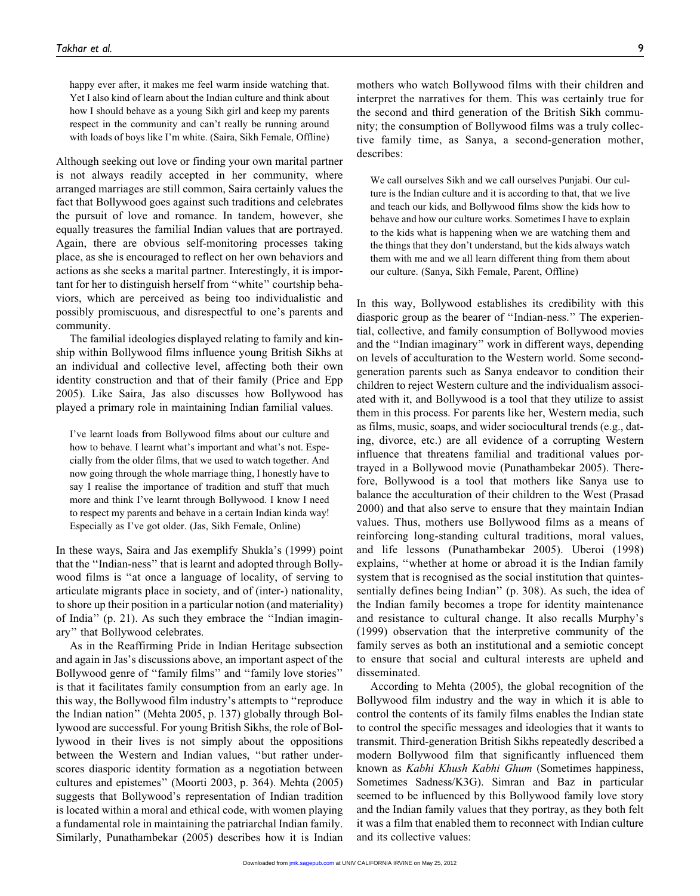> happy ever after, it makes me feel warm inside watching that. Yet I also kind of learn about the Indian culture and think about how I should behave as a young Sikh girl and keep my parents respect in the community and can't really be running around with loads of boys like I'm white. (Saira, Sikh Female, Offline)

Although seeking out love or finding your own marital partner is not always readily accepted in her community, where arranged marriages are still common, Saira certainly values the fact that Bollywood goes against such traditions and celebrates the pursuit of love and romance. In tandem, however, she equally treasures the familial Indian values that are portrayed. Again, there are obvious self-monitoring processes taking place, as she is encouraged to reflect on her own behaviors and actions as she seeks a marital partner. Interestingly, it is important for her to distinguish herself from ''white'' courtship behaviors, which are perceived as being too individualistic and possibly promiscuous, and disrespectful to one's parents and community.

The familial ideologies displayed relating to family and kinship within Bollywood films influence young British Sikhs at an individual and collective level, affecting both their own identity construction and that of their family (Price and Epp 2005). Like Saira, Jas also discusses how Bollywood has played a primary role in maintaining Indian familial values.

> I've learnt loads from Bollywood films about our culture and how to behave. I learnt what's important and what's not. Especially from the older films, that we used to watch together. And now going through the whole marriage thing, I honestly have to say I realise the importance of tradition and stuff that much more and think I've learnt through Bollywood. I know I need to respect my parents and behave in a certain Indian kinda way! Especially as I've got older. (Jas, Sikh Female, Online)

In these ways, Saira and Jas exemplify Shukla's (1999) point that the ''Indian-ness'' that is learnt and adopted through Bollywood films is ''at once a language of locality, of serving to articulate migrants place in society, and of (inter-) nationality, to shore up their position in a particular notion (and materiality) of India'' (p. 21). As such they embrace the ''Indian imaginary'' that Bollywood celebrates.

As in the Reaffirming Pride in Indian Heritage subsection and again in Jas's discussions above, an important aspect of the Bollywood genre of ''family films'' and ''family love stories'' is that it facilitates family consumption from an early age. In this way, the Bollywood film industry's attempts to ''reproduce the Indian nation'' (Mehta 2005, p. 137) globally through Bollywood are successful. For young British Sikhs, the role of Bollywood in their lives is not simply about the oppositions between the Western and Indian values, ''but rather underscores diasporic identity formation as a negotiation between cultures and epistemes'' (Moorti 2003, p. 364). Mehta (2005) suggests that Bollywood's representation of Indian tradition is located within a moral and ethical code, with women playing a fundamental role in maintaining the patriarchal Indian family. Similarly, Punathambekar (2005) describes how it is Indian mothers who watch Bollywood films with their children and interpret the narratives for them. This was certainly true for the second and third generation of the British Sikh community; the consumption of Bollywood films was a truly collective family time, as Sanya, a second-generation mother, describes:

> We call ourselves Sikh and we call ourselves Punjabi. Our culture is the Indian culture and it is according to that, that we live and teach our kids, and Bollywood films show the kids how to behave and how our culture works. Sometimes I have to explain to the kids what is happening when we are watching them and the things that they don't understand, but the kids always watch them with me and we all learn different thing from them about our culture. (Sanya, Sikh Female, Parent, Offline)

In this way, Bollywood establishes its credibility with this diasporic group as the bearer of ''Indian-ness.'' The experiential, collective, and family consumption of Bollywood movies and the ''Indian imaginary'' work in different ways, depending on levels of acculturation to the Western world. Some second-generation parents such as Sanya endeavor to condition their children to reject Western culture and the individualism associated with it, and Bollywood is a tool that they utilize to assist them in this process. For parents like her, Western media, such as films, music, soaps, and wider sociocultural trends (e.g., dating, divorce, etc.) are all evidence of a corrupting Western influence that threatens familial and traditional values portrayed in a Bollywood movie (Punathambekar 2005). Therefore, Bollywood is a tool that mothers like Sanya use to balance the acculturation of their children to the West (Prasad 2000) and that also serve to ensure that they maintain Indian values. Thus, mothers use Bollywood films as a means of reinforcing long-standing cultural traditions, moral values, and life lessons (Punathambekar 2005). Uberoi (1998) explains, ''whether at home or abroad it is the Indian family system that is recognised as the social institution that quintessentially defines being Indian'' (p. 308). As such, the idea of the Indian family becomes a trope for identity maintenance and resistance to cultural change. It also recalls Murphy's (1999) observation that the interpretive community of the family serves as both an institutional and a semiotic concept to ensure that social and cultural interests are upheld and disseminated.

According to Mehta (2005), the global recognition of the Bollywood film industry and the way in which it is able to control the contents of its family films enables the Indian state to control the specific messages and ideologies that it wants to transmit. Third-generation British Sikhs repeatedly described a modern Bollywood film that significantly influenced them known as *Kabhi Khush Kabhi Ghum* (Sometimes happiness, Sometimes Sadness/K3G). Simran and Baz in particular seemed to be influenced by this Bollywood family love story and the Indian family values that they portray, as they both felt it was a film that enabled them to reconnect with Indian culture and its collective values: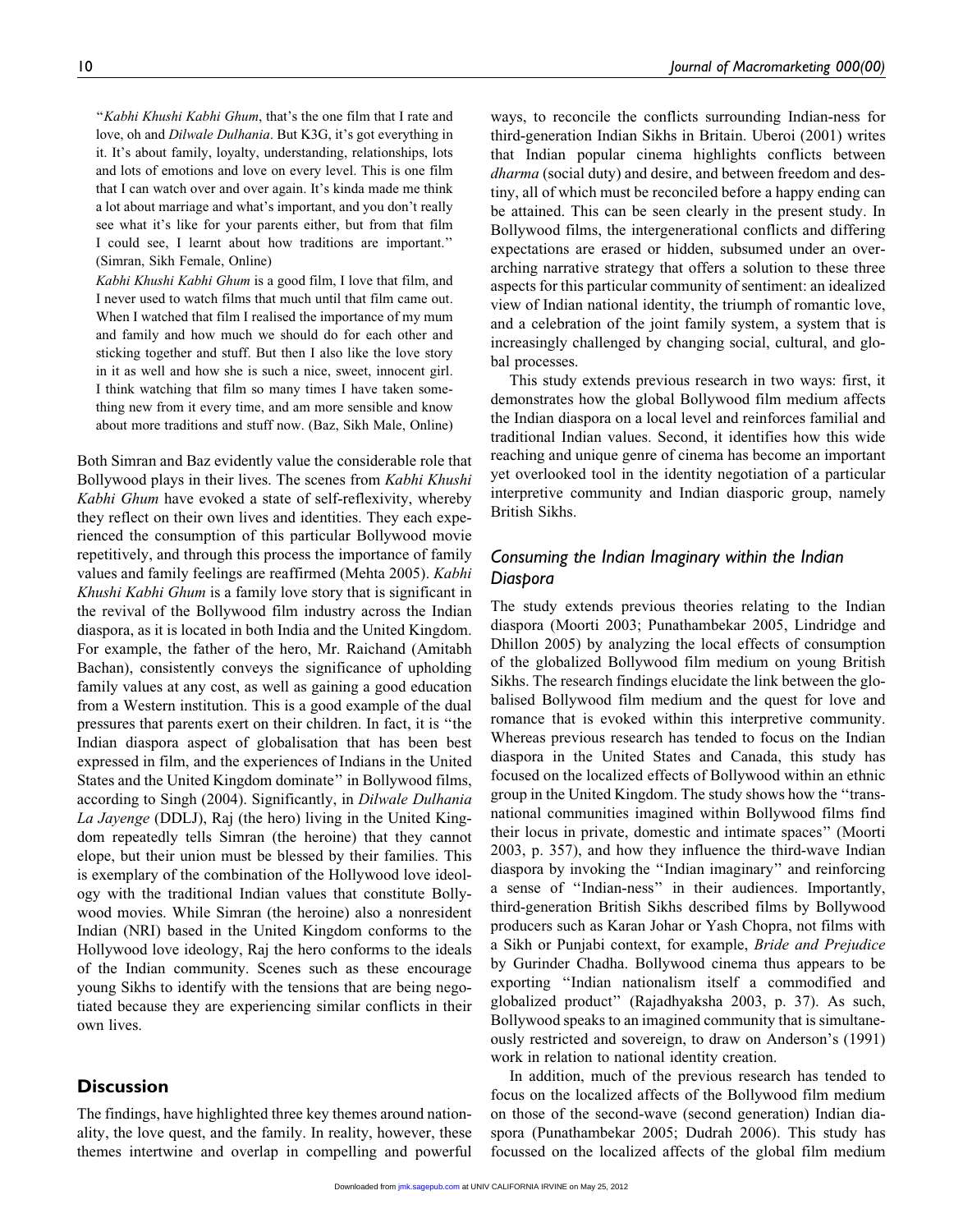"*Kabhi Khushi Kabhi Ghum*, that's the one film that I rate and love, oh and *Dilwale Dulhania*. But K3G, it's got everything in it. It's about family, loyalty, understanding, relationships, lots and lots of emotions and love on every level. This is one film that I can watch over and over again. It's kinda made me think a lot about marriage and what's important, and you don't really see what it's like for your parents either, but from that film I could see, I learnt about how traditions are important." (Simran, Sikh Female, Online)

*Kabhi Khushi Kabhi Ghum* is a good film, I love that film, and I never used to watch films that much until that film came out. When I watched that film I realised the importance of my mum and family and how much we should do for each other and sticking together and stuff. But then I also like the love story in it as well and how she is such a nice, sweet, innocent girl. I think watching that film so many times I have taken something new from it every time, and am more sensible and know about more traditions and stuff now. (Baz, Sikh Male, Online)

Both Simran and Baz evidently value the considerable role that Bollywood plays in their lives. The scenes from *Kabhi Khushi Kabhi Ghum* have evoked a state of self-reflexivity, whereby they reflect on their own lives and identities. They each experienced the consumption of this particular Bollywood movie repetitively, and through this process the importance of family values and family feelings are reaffirmed (Mehta 2005). *Kabhi Khushi Kabhi Ghum* is a family love story that is significant in the revival of the Bollywood film industry across the Indian diaspora, as it is located in both India and the United Kingdom. For example, the father of the hero, Mr. Raichand (Amitabh Bachan), consistently conveys the significance of upholding family values at any cost, as well as gaining a good education from a Western institution. This is a good example of the dual pressures that parents exert on their children. In fact, it is "the Indian diaspora aspect of globalisation that has been best expressed in film, and the experiences of Indians in the United States and the United Kingdom dominate" in Bollywood films, according to Singh (2004). Significantly, in *Dilwale Dulhania La Jayenge* (DDLJ), Raj (the hero) living in the United Kingdom repeatedly tells Simran (the heroine) that they cannot elope, but their union must be blessed by their families. This is exemplary of the combination of the Hollywood love ideology with the traditional Indian values that constitute Bollywood movies. While Simran (the heroine) also a nonresident Indian (NRI) based in the United Kingdom conforms to the Hollywood love ideology, Raj the hero conforms to the ideals of the Indian community. Scenes such as these encourage young Sikhs to identify with the tensions that are being negotiated because they are experiencing similar conflicts in their own lives.

## Discussion

The findings, have highlighted three key themes around nationality, the love quest, and the family. In reality, however, these themes intertwine and overlap in compelling and powerful ways, to reconcile the conflicts surrounding Indian-ness for third-generation Indian Sikhs in Britain. Uberoi (2001) writes that Indian popular cinema highlights conflicts between *dharma* (social duty) and desire, and between freedom and destiny, all of which must be reconciled before a happy ending can be attained. This can be seen clearly in the present study. In Bollywood films, the intergenerational conflicts and differing expectations are erased or hidden, subsumed under an overarching narrative strategy that offers a solution to these three aspects for this particular community of sentiment: an idealized view of Indian national identity, the triumph of romantic love, and a celebration of the joint family system, a system that is increasingly challenged by changing social, cultural, and global processes.

This study extends previous research in two ways: first, it demonstrates how the global Bollywood film medium affects the Indian diaspora on a local level and reinforces familial and traditional Indian values. Second, it identifies how this wide reaching and unique genre of cinema has become an important yet overlooked tool in the identity negotiation of a particular interpretive community and Indian diasporic group, namely British Sikhs.

### Consuming the Indian Imaginary within the Indian Diaspora

The study extends previous theories relating to the Indian diaspora (Moorti 2003; Punathambekar 2005, Lindridge and Dhillon 2005) by analyzing the local effects of consumption of the globalized Bollywood film medium on young British Sikhs. The research findings elucidate the link between the globalised Bollywood film medium and the quest for love and romance that is evoked within this interpretive community. Whereas previous research has tended to focus on the Indian diaspora in the United States and Canada, this study has focused on the localized effects of Bollywood within an ethnic group in the United Kingdom. The study shows how the "transnational communities imagined within Bollywood films find their locus in private, domestic and intimate spaces" (Moorti 2003, p. 357), and how they influence the third-wave Indian diaspora by invoking the "Indian imaginary" and reinforcing a sense of "Indian-ness" in their audiences. Importantly, third-generation British Sikhs described films by Bollywood producers such as Karan Johar or Yash Chopra, not films with a Sikh or Punjabi context, for example, *Bride and Prejudice* by Gurinder Chadha. Bollywood cinema thus appears to be exporting "Indian nationalism itself a commodified and globalized product" (Rajadhyaksha 2003, p. 37). As such, Bollywood speaks to an imagined community that is simultaneously restricted and sovereign, to draw on Anderson's (1991) work in relation to national identity creation.

In addition, much of the previous research has tended to focus on the localized affects of the Bollywood film medium on those of the second-wave (second generation) Indian diaspora (Punathambekar 2005; Dudrah 2006). This study has focussed on the localized affects of the global film medium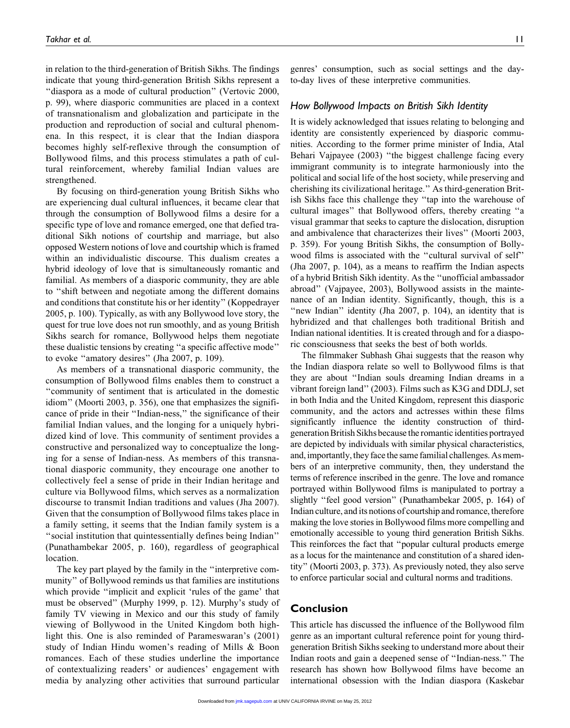in relation to the third-generation of British Sikhs. The findings indicate that young third-generation British Sikhs represent a ''diaspora as a mode of cultural production'' (Vertovic 2000, p. 99), where diasporic communities are placed in a context of transnationalism and globalization and participate in the production and reproduction of social and cultural phenomena. In this respect, it is clear that the Indian diaspora becomes highly self-reflexive through the consumption of Bollywood films, and this process stimulates a path of cultural reinforcement, whereby familial Indian values are strengthened.

By focusing on third-generation young British Sikhs who are experiencing dual cultural influences, it became clear that through the consumption of Bollywood films a desire for a specific type of love and romance emerged, one that defied traditional Sikh notions of courtship and marriage, but also opposed Western notions of love and courtship which is framed within an individualistic discourse. This dualism creates a hybrid ideology of love that is simultaneously romantic and familial. As members of a diasporic community, they are able to ''shift between and negotiate among the different domains and conditions that constitute his or her identity'' (Koppedrayer 2005, p. 100). Typically, as with any Bollywood love story, the quest for true love does not run smoothly, and as young British Sikhs search for romance, Bollywood helps them negotiate these dualistic tensions by creating ''a specific affective mode'' to evoke ''amatory desires'' (Jha 2007, p. 109).

As members of a transnational diasporic community, the consumption of Bollywood films enables them to construct a ''community of sentiment that is articulated in the domestic idiom'' (Moorti 2003, p. 356), one that emphasizes the significance of pride in their ''Indian-ness,'' the significance of their familial Indian values, and the longing for a uniquely hybridized kind of love. This community of sentiment provides a constructive and personalized way to conceptualize the longing for a sense of Indian-ness. As members of this transnational diasporic community, they encourage one another to collectively feel a sense of pride in their Indian heritage and culture via Bollywood films, which serves as a normalization discourse to transmit Indian traditions and values (Jha 2007). Given that the consumption of Bollywood films takes place in a family setting, it seems that the Indian family system is a ''social institution that quintessentially defines being Indian'' (Punathambekar 2005, p. 160), regardless of geographical location.

The key part played by the family in the ''interpretive community'' of Bollywood reminds us that families are institutions which provide ''implicit and explicit 'rules of the game' that must be observed'' (Murphy 1999, p. 12). Murphy's study of family TV viewing in Mexico and our this study of family viewing of Bollywood in the United Kingdom both highlight this. One is also reminded of Parameswaran's (2001) study of Indian Hindu women's reading of Mills & Boon romances. Each of these studies underline the importance of contextualizing readers' or audiences' engagement with media by analyzing other activities that surround particular genres' consumption, such as social settings and the day-to-day lives of these interpretive communities.

### *How Bollywood Impacts on British Sikh Identity*

It is widely acknowledged that issues relating to belonging and identity are consistently experienced by diasporic communities. According to the former prime minister of India, Atal Behari Vajpayee (2003) ''the biggest challenge facing every immigrant community is to integrate harmoniously into the political and social life of the host society, while preserving and cherishing its civilizational heritage.'' As third-generation British Sikhs face this challenge they ''tap into the warehouse of cultural images'' that Bollywood offers, thereby creating ''a visual grammar that seeks to capture the dislocation, disruption and ambivalence that characterizes their lives'' (Moorti 2003, p. 359). For young British Sikhs, the consumption of Bollywood films is associated with the ''cultural survival of self'' (Jha 2007, p. 104), as a means to reaffirm the Indian aspects of a hybrid British Sikh identity. As the ''unofficial ambassador abroad'' (Vajpayee, 2003), Bollywood assists in the maintenance of an Indian identity. Significantly, though, this is a ''new Indian'' identity (Jha 2007, p. 104), an identity that is hybridized and that challenges both traditional British and Indian national identities. It is created through and for a diasporic consciousness that seeks the best of both worlds.

The filmmaker Subhash Ghai suggests that the reason why the Indian diaspora relate so well to Bollywood films is that they are about ''Indian souls dreaming Indian dreams in a vibrant foreign land'' (2003). Films such as K3G and DDLJ, set in both India and the United Kingdom, represent this diasporic community, and the actors and actresses within these films significantly influence the identity construction of third-generation British Sikhs because the romantic identities portrayed are depicted by individuals with similar physical characteristics, and, importantly, they face the same familial challenges. As members of an interpretive community, then, they understand the terms of reference inscribed in the genre. The love and romance portrayed within Bollywood films is manipulated to portray a slightly ''feel good version'' (Punathambekar 2005, p. 164) of Indian culture, and its notions of courtship and romance, therefore making the love stories in Bollywood films more compelling and emotionally accessible to young third generation British Sikhs. This reinforces the fact that ''popular cultural products emerge as a locus for the maintenance and constitution of a shared identity'' (Moorti 2003, p. 373). As previously noted, they also serve to enforce particular social and cultural norms and traditions.

## Conclusion

This article has discussed the influence of the Bollywood film genre as an important cultural reference point for young third-generation British Sikhs seeking to understand more about their Indian roots and gain a deepened sense of ''Indian-ness.'' The research has shown how Bollywood films have become an international obsession with the Indian diaspora (Kaskebar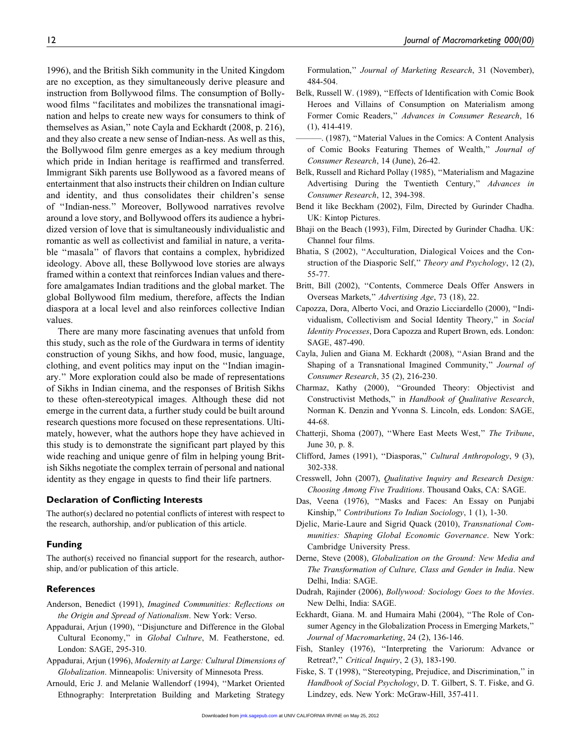1996), and the British Sikh community in the United Kingdom are no exception, as they simultaneously derive pleasure and instruction from Bollywood films. The consumption of Bollywood films ''facilitates and mobilizes the transnational imagination and helps to create new ways for consumers to think of themselves as Asian,'' note Cayla and Eckhardt (2008, p. 216), and they also create a new sense of Indian-ness. As well as this, the Bollywood film genre emerges as a key medium through which pride in Indian heritage is reaffirmed and transferred. Immigrant Sikh parents use Bollywood as a favored means of entertainment that also instructs their children on Indian culture and identity, and thus consolidates their children's sense of ''Indian-ness.'' Moreover, Bollywood narratives revolve around a love story, and Bollywood offers its audience a hybridized version of love that is simultaneously individualistic and romantic as well as collectivist and familial in nature, a veritable ''masala'' of flavors that contains a complex, hybridized ideology. Above all, these Bollywood love stories are always framed within a context that reinforces Indian values and therefore amalgamates Indian traditions and the global market. The global Bollywood film medium, therefore, affects the Indian diaspora at a local level and also reinforces collective Indian values.

There are many more fascinating avenues that unfold from this study, such as the role of the Gurdwara in terms of identity construction of young Sikhs, and how food, music, language, clothing, and event politics may input on the ''Indian imaginary.'' More exploration could also be made of representations of Sikhs in Indian cinema, and the responses of British Sikhs to these often-stereotypical images. Although these did not emerge in the current data, a further study could be built around research questions more focused on these representations. Ultimately, however, what the authors hope they have achieved in this study is to demonstrate the significant part played by this wide reaching and unique genre of film in helping young British Sikhs negotiate the complex terrain of personal and national identity as they engage in quests to find their life partners.

### Declaration of Conflicting Interests

The author(s) declared no potential conflicts of interest with respect to the research, authorship, and/or publication of this article.

### Funding

The author(s) received no financial support for the research, authorship, and/or publication of this article.

### References

Anderson, Benedict (1991), *Imagined Communities: Reflections on the Origin and Spread of Nationalism*. New York: Verso.

Appadurai, Arjun (1990), ''Disjuncture and Difference in the Global Cultural Economy,'' in *Global Culture*, M. Featherstone, ed. London: SAGE, 295-310.

Appadurai, Arjun (1996), *Modernity at Large: Cultural Dimensions of Globalization*. Minneapolis: University of Minnesota Press.

Arnould, Eric J. and Melanie Wallendorf (1994), ''Market Oriented Ethnography: Interpretation Building and Marketing Strategy Formulation,'' *Journal of Marketing Research*, 31 (November), 484-504.

Belk, Russell W. (1989), ''Effects of Identification with Comic Book Heroes and Villains of Consumption on Materialism among Former Comic Readers,'' *Advances in Consumer Research*, 16 (1), 414-419.

———. (1987), ''Material Values in the Comics: A Content Analysis of Comic Books Featuring Themes of Wealth,'' *Journal of Consumer Research*, 14 (June), 26-42.

Belk, Russell and Richard Pollay (1985), ''Materialism and Magazine Advertising During the Twentieth Century,'' *Advances in Consumer Research*, 12, 394-398.

Bend it like Beckham (2002), Film, Directed by Gurinder Chadha. UK: Kintop Pictures.

Bhaji on the Beach (1993), Film, Directed by Gurinder Chadha. UK: Channel four films.

Bhatia, S (2002), ''Acculturation, Dialogical Voices and the Construction of the Diasporic Self,'' *Theory and Psychology*, 12 (2), 55-77.

Britt, Bill (2002), ''Contents, Commerce Deals Offer Answers in Overseas Markets,'' *Advertising Age*, 73 (18), 22.

Capozza, Dora, Alberto Voci, and Orazio Licciardello (2000), ''Individualism, Collectivism and Social Identity Theory,'' in *Social Identity Processes*, Dora Capozza and Rupert Brown, eds. London: SAGE, 487-490.

Cayla, Julien and Giana M. Eckhardt (2008), ''Asian Brand and the Shaping of a Transnational Imagined Community,'' *Journal of Consumer Research*, 35 (2), 216-230.

Charmaz, Kathy (2000), ''Grounded Theory: Objectivist and Constructivist Methods,'' in *Handbook of Qualitative Research*, Norman K. Denzin and Yvonna S. Lincoln, eds. London: SAGE, 44-68.

Chatterji, Shoma (2007), ''Where East Meets West,'' *The Tribune*, June 30, p. 8.

Clifford, James (1991), ''Diasporas,'' *Cultural Anthropology*, 9 (3), 302-338.

Cresswell, John (2007), *Qualitative Inquiry and Research Design: Choosing Among Five Traditions*. Thousand Oaks, CA: SAGE.

Das, Veena (1976), ''Masks and Faces: An Essay on Punjabi Kinship,'' *Contributions To Indian Sociology*, 1 (1), 1-30.

Djelic, Marie-Laure and Sigrid Quack (2010), *Transnational Communities: Shaping Global Economic Governance*. New York: Cambridge University Press.

Derne, Steve (2008), *Globalization on the Ground: New Media and The Transformation of Culture, Class and Gender in India*. New Delhi, India: SAGE.

Dudrah, Rajinder (2006), *Bollywood: Sociology Goes to the Movies*. New Delhi, India: SAGE.

Eckhardt, Giana. M. and Humaira Mahi (2004), ''The Role of Consumer Agency in the Globalization Process in Emerging Markets,'' *Journal of Macromarketing*, 24 (2), 136-146.

Fish, Stanley (1976), ''Interpreting the Variorum: Advance or Retreat?,'' *Critical Inquiry*, 2 (3), 183-190.

Fiske, S. T (1998), ''Stereotyping, Prejudice, and Discrimination,'' in *Handbook of Social Psychology*, D. T. Gilbert, S. T. Fiske, and G. Lindzey, eds. New York: McGraw-Hill, 357-411.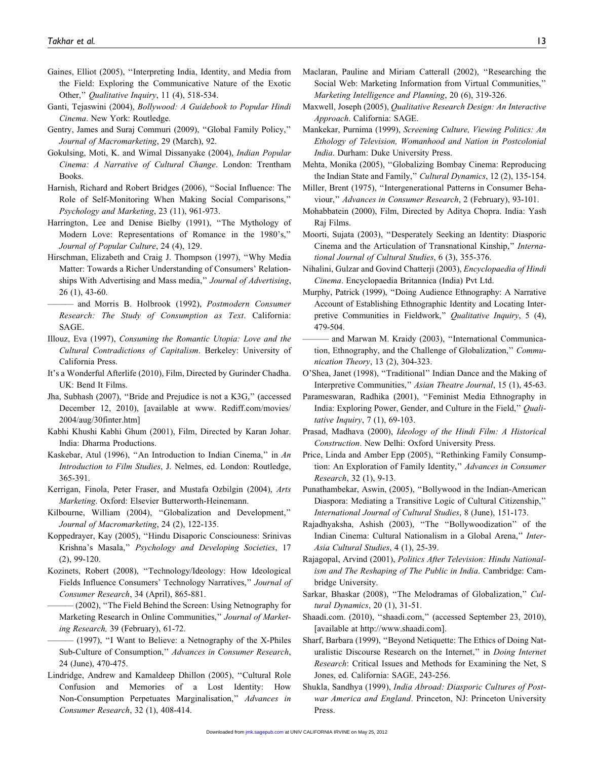Gaines, Elliot (2005), "Interpreting India, Identity, and Media from the Field: Exploring the Communicative Nature of the Exotic Other," *Qualitative Inquiry*, 11 (4), 518-534.

Ganti, Tejaswini (2004), *Bollywood: A Guidebook to Popular Hindi Cinema*. New York: Routledge.

Gentry, James and Suraj Commuri (2009), "Global Family Policy," *Journal of Macromarketing*, 29 (March), 92.

Gokulsing, Moti, K. and Wimal Dissanyake (2004), *Indian Popular Cinema: A Narrative of Cultural Change*. London: Trentham Books.

Harnish, Richard and Robert Bridges (2006), "Social Influence: The Role of Self-Monitoring When Making Social Comparisons," *Psychology and Marketing*, 23 (11), 961-973.

Harrington, Lee and Denise Bielby (1991), "The Mythology of Modern Love: Representations of Romance in the 1980's," *Journal of Popular Culture*, 24 (4), 129.

Hirschman, Elizabeth and Craig J. Thompson (1997), "Why Media Matter: Towards a Richer Understanding of Consumers' Relationships With Advertising and Mass media," *Journal of Advertising*, 26 (1), 43-60.

——— and Morris B. Holbrook (1992), *Postmodern Consumer Research: The Study of Consumption as Text*. California: SAGE.

Illouz, Eva (1997), *Consuming the Romantic Utopia: Love and the Cultural Contradictions of Capitalism*. Berkeley: University of California Press.

It's a Wonderful Afterlife (2010), Film, Directed by Gurinder Chadha. UK: Bend It Films.

Jha, Subhash (2007), "Bride and Prejudice is not a K3G," (accessed December 12, 2010), [available at www. Rediff.com/movies/2004/aug/30finter.htm]

Kabhi Khushi Kabhi Ghum (2001), Film, Directed by Karan Johar. India: Dharma Productions.

Kaskebar, Atul (1996), "An Introduction to Indian Cinema," in *An Introduction to Film Studies*, J. Nelmes, ed. London: Routledge, 365-391.

Kerrigan, Finola, Peter Fraser, and Mustafa Ozbilgin (2004), *Arts Marketing*. Oxford: Elsevier Butterworth-Heinemann.

Kilbourne, William (2004), "Globalization and Development," *Journal of Macromarketing*, 24 (2), 122-135.

Koppedrayer, Kay (2005), "Hindu Disaporic Consciouness: Srinivas Krishna's Masala," *Psychology and Developing Societies*, 17 (2), 99-120.

Kozinets, Robert (2008), "Technology/Ideology: How Ideological Fields Influence Consumers' Technology Narratives," *Journal of Consumer Research*, 34 (April), 865-881.

——— (2002), "The Field Behind the Screen: Using Netnography for Marketing Research in Online Communities," *Journal of Marketing Research,* 39 (February), 61-72.

——— (1997), "I Want to Believe: a Netnography of the X-Philes Sub-Culture of Consumption," *Advances in Consumer Research*, 24 (June), 470-475.

Lindridge, Andrew and Kamaldeep Dhillon (2005), "Cultural Role Confusion and Memories of a Lost Identity: How Non-Consumption Perpetuates Marginalisation," *Advances in Consumer Research*, 32 (1), 408-414.

Maclaran, Pauline and Miriam Catterall (2002), "Researching the Social Web: Marketing Information from Virtual Communities," *Marketing Intelligence and Planning*, 20 (6), 319-326.

Maxwell, Joseph (2005), *Qualitative Research Design: An Interactive Approach*. California: SAGE.

Mankekar, Purnima (1999), *Screening Culture, Viewing Politics: An Ethology of Television, Womanhood and Nation in Postcolonial India*. Durham: Duke University Press.

Mehta, Monika (2005), "Globalizing Bombay Cinema: Reproducing the Indian State and Family," *Cultural Dynamics*, 12 (2), 135-154.

Miller, Brent (1975), "Intergenerational Patterns in Consumer Behaviour," *Advances in Consumer Research*, 2 (February), 93-101.

Mohabbatein (2000), Film, Directed by Aditya Chopra. India: Yash Raj Films.

Moorti, Sujata (2003), "Desperately Seeking an Identity: Diasporic Cinema and the Articulation of Transnational Kinship," *International Journal of Cultural Studies*, 6 (3), 355-376.

Nihalini, Gulzar and Govind Chatterji (2003), *Encyclopaedia of Hindi Cinema*. Encyclopaedia Britannica (India) Pvt Ltd.

Murphy, Patrick (1999), "Doing Audience Ethnography: A Narrative Account of Establishing Ethnographic Identity and Locating Interpretive Communities in Fieldwork," *Qualitative Inquiry*, 5 (4), 479-504.

——— and Marwan M. Kraidy (2003), "International Communication, Ethnography, and the Challenge of Globalization," *Communication Theory*, 13 (2), 304-323.

O'Shea, Janet (1998), "Traditional" Indian Dance and the Making of Interpretive Communities," *Asian Theatre Journal*, 15 (1), 45-63.

Parameswaran, Radhika (2001), "Feminist Media Ethnography in India: Exploring Power, Gender, and Culture in the Field," *Qualitative Inquiry*, 7 (1), 69-103.

Prasad, Madhava (2000), *Ideology of the Hindi Film: A Historical Construction*. New Delhi: Oxford University Press.

Price, Linda and Amber Epp (2005), "Rethinking Family Consumption: An Exploration of Family Identity," *Advances in Consumer Research*, 32 (1), 9-13.

Punathambekar, Aswin, (2005), "Bollywood in the Indian-American Diaspora: Mediating a Transitive Logic of Cultural Citizenship," *International Journal of Cultural Studies*, 8 (June), 151-173.

Rajadhyaksha, Ashish (2003), "The "Bollywoodization" of the Indian Cinema: Cultural Nationalism in a Global Arena," *Inter-Asia Cultural Studies*, 4 (1), 25-39.

Rajagopal, Arvind (2001), *Politics After Television: Hindu Nationalism and The Reshaping of The Public in India*. Cambridge: Cambridge University.

Sarkar, Bhaskar (2008), "The Melodramas of Globalization," *Cultural Dynamics*, 20 (1), 31-51.

Shaadi.com. (2010), "shaadi.com," (accessed September 23, 2010), [available at http://www.shaadi.com].

Sharf, Barbara (1999), "Beyond Netiquette: The Ethics of Doing Naturalistic Discourse Research on the Internet," in *Doing Internet Research*: Critical Issues and Methods for Examining the Net, S Jones, ed. California: SAGE, 243-256.

Shukla, Sandhya (1999), *India Abroad: Diasporic Cultures of Postwar America and England*. Princeton, NJ: Princeton University Press.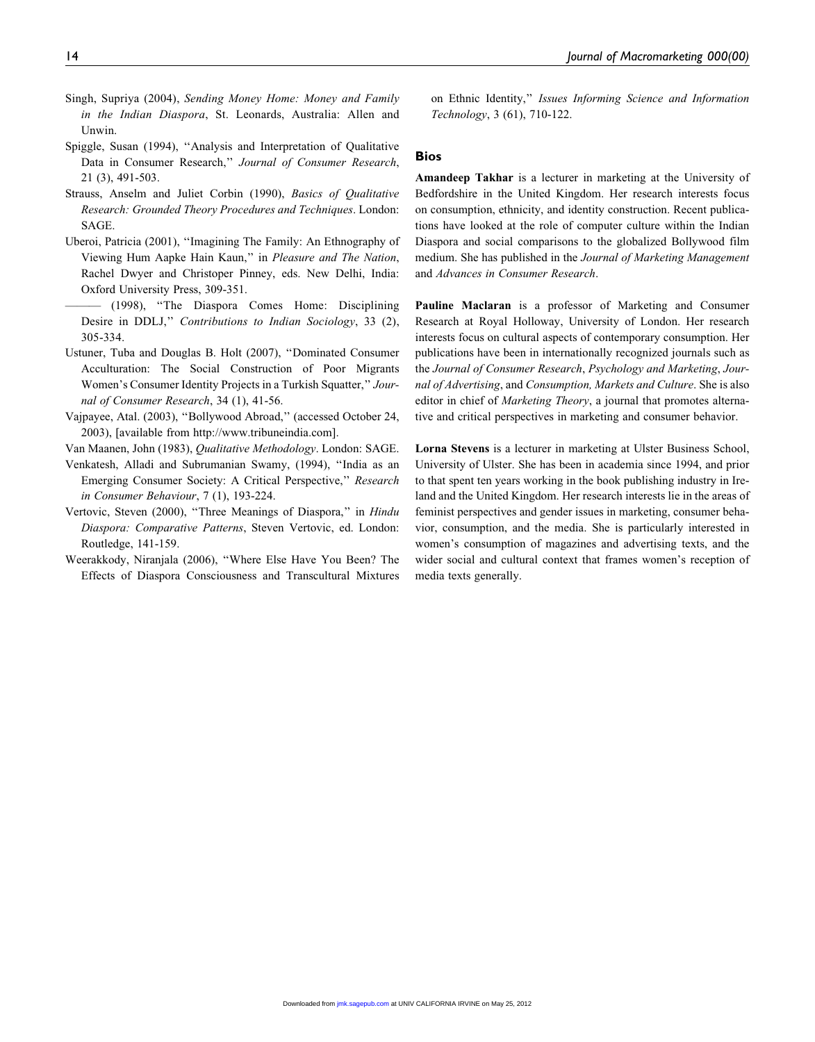Singh, Supriya (2004), *Sending Money Home: Money and Family in the Indian Diaspora*, St. Leonards, Australia: Allen and Unwin.

Spiggle, Susan (1994), "Analysis and Interpretation of Qualitative Data in Consumer Research," *Journal of Consumer Research*, 21 (3), 491-503.

Strauss, Anselm and Juliet Corbin (1990), *Basics of Qualitative Research: Grounded Theory Procedures and Techniques*. London: SAGE.

Uberoi, Patricia (2001), "Imagining The Family: An Ethnography of Viewing Hum Aapke Hain Kaun," in *Pleasure and The Nation*, Rachel Dwyer and Christoper Pinney, eds. New Delhi, India: Oxford University Press, 309-351.

——— (1998), "The Diaspora Comes Home: Disciplining Desire in DDLJ," *Contributions to Indian Sociology*, 33 (2), 305-334.

Ustuner, Tuba and Douglas B. Holt (2007), "Dominated Consumer Acculturation: The Social Construction of Poor Migrants Women's Consumer Identity Projects in a Turkish Squatter," *Journal of Consumer Research*, 34 (1), 41-56.

Vajpayee, Atal. (2003), "Bollywood Abroad," (accessed October 24, 2003), [available from http://www.tribuneindia.com].

Van Maanen, John (1983), *Qualitative Methodology*. London: SAGE.

Venkatesh, Alladi and Subrumanian Swamy, (1994), "India as an Emerging Consumer Society: A Critical Perspective," *Research in Consumer Behaviour*, 7 (1), 193-224.

Vertovic, Steven (2000), "Three Meanings of Diaspora," in *Hindu Diaspora: Comparative Patterns*, Steven Vertovic, ed. London: Routledge, 141-159.

Weerakkody, Niranjala (2006), "Where Else Have You Been? The Effects of Diaspora Consciousness and Transcultural Mixtures on Ethnic Identity," *Issues Informing Science and Information Technology*, 3 (61), 710-122.

## Bios

**Amandeep Takhar** is a lecturer in marketing at the University of Bedfordshire in the United Kingdom. Her research interests focus on consumption, ethnicity, and identity construction. Recent publications have looked at the role of computer culture within the Indian Diaspora and social comparisons to the globalized Bollywood film medium. She has published in the *Journal of Marketing Management* and *Advances in Consumer Research*.

**Pauline Maclaran** is a professor of Marketing and Consumer Research at Royal Holloway, University of London. Her research interests focus on cultural aspects of contemporary consumption. Her publications have been in internationally recognized journals such as the *Journal of Consumer Research*, *Psychology and Marketing*, *Journal of Advertising*, and *Consumption, Markets and Culture*. She is also editor in chief of *Marketing Theory*, a journal that promotes alternative and critical perspectives in marketing and consumer behavior.

**Lorna Stevens** is a lecturer in marketing at Ulster Business School, University of Ulster. She has been in academia since 1994, and prior to that spent ten years working in the book publishing industry in Ireland and the United Kingdom. Her research interests lie in the areas of feminist perspectives and gender issues in marketing, consumer behavior, consumption, and the media. She is particularly interested in women's consumption of magazines and advertising texts, and the wider social and cultural context that frames women's reception of media texts generally.